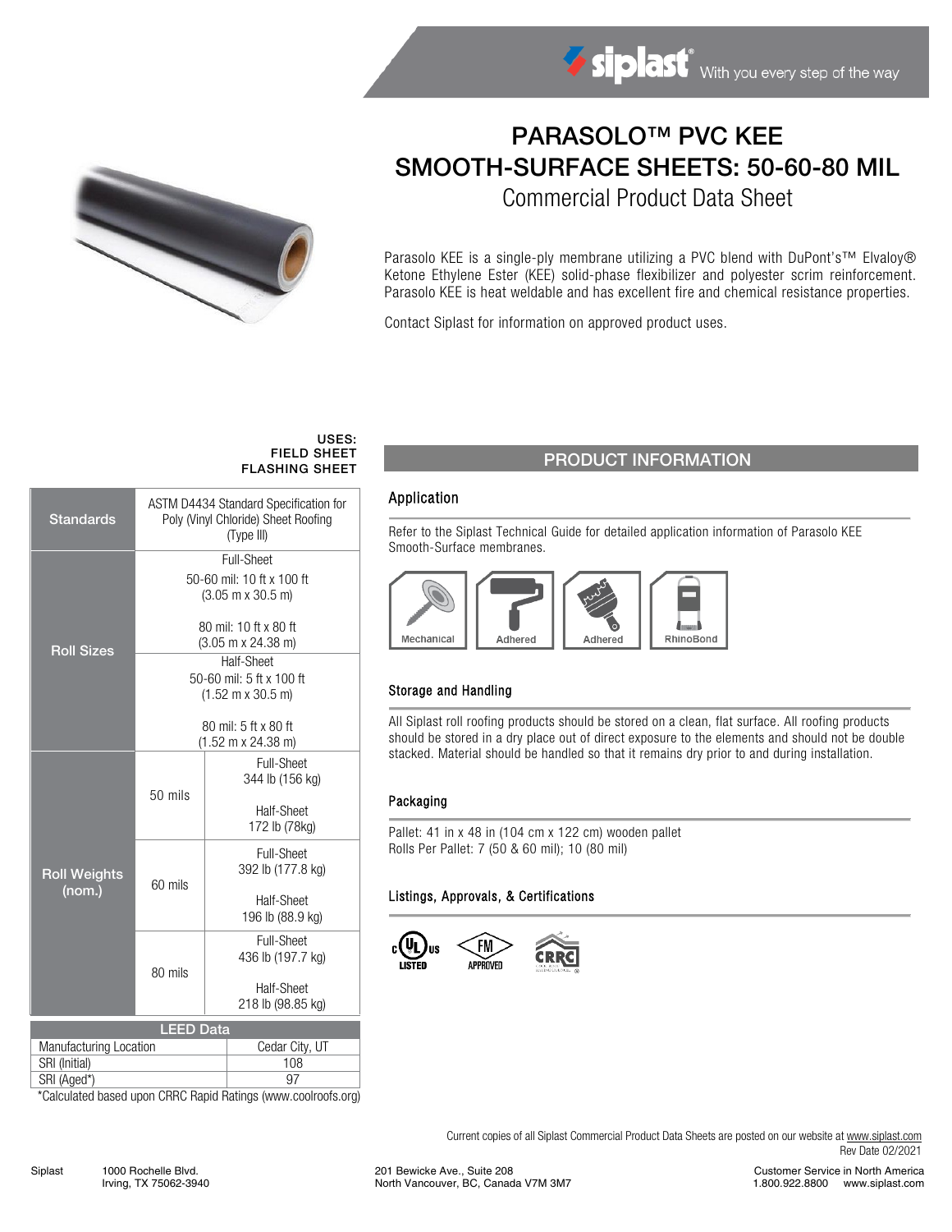# PARASOLO™ PVC KEE SMOOTH-SURFACE SHEETS: 50-60-80 MIL

## Commercial Product Data Sheet

Parasolo KEE is a single-ply membrane utilizing a PVC blend with DuPont's™ Elvaloy® Ketone Ethylene Ester (KEE) solid-phase flexibilizer and polyester scrim reinforcement. Parasolo KEE is heat weldable and has excellent fire and chemical resistance properties.

Contact Siplast for information on approved product uses.

**USES:**
**FIELD SHEET**
**FLASHING SHEET**

| | | |
|---|---|---|
| **Standards** | ASTM D4434 Standard Specification for Poly (Vinyl Chloride) Sheet Roofing (Type III) | |
| **Roll Sizes** | Full-Sheet<br>50-60 mil: 10 ft x 100 ft (3.05 m x 30.5 m)<br>80 mil: 10 ft x 80 ft (3.05 m x 24.38 m) | |
| | Half-Sheet<br>50-60 mil: 5 ft x 100 ft (1.52 m x 30.5 m)<br>80 mil: 5 ft x 80 ft (1.52 m x 24.38 m) | |
| **Roll Weights (nom.)** | 50 mils | Full-Sheet 344 lb (156 kg)<br>Half-Sheet 172 lb (78kg) |
| | 60 mils | Full-Sheet 392 lb (177.8 kg)<br>Half-Sheet 196 lb (88.9 kg) |
| | 80 mils | Full-Sheet 436 lb (197.7 kg)<br>Half-Sheet 218 lb (98.85 kg) |

| LEED Data | |
|---|---|
| Manufacturing Location | Cedar City, UT |
| SRI (Initial) | 108 |
| SRI (Aged*) | 97 |

*Calculated based upon CRRC Rapid Ratings (www.coolroofs.org)

## PRODUCT INFORMATION

### Application

Refer to the Siplast Technical Guide for detailed application information of Parasolo KEE Smooth-Surface membranes.

Mechanical | Adhered | Adhered | RhinoBond

### Storage and Handling

All Siplast roll roofing products should be stored on a clean, flat surface. All roofing products should be stored in a dry place out of direct exposure to the elements and should not be double stacked. Material should be handled so that it remains dry prior to and during installation.

### Packaging

Pallet: 41 in x 48 in (104 cm x 122 cm) wooden pallet
Rolls Per Pallet: 7 (50 & 60 mil); 10 (80 mil)

### Listings, Approvals, & Certifications

UL Listed | FM Approved | CRRC

Current copies of all Siplast Commercial Product Data Sheets are posted on our website at www.siplast.com
Rev Date 02/2021

Siplast 1000 Rochelle Blvd. Irving, TX 75062-3940 | 201 Bewicke Ave., Suite 208 North Vancouver, BC, Canada V7M 3M7 | Customer Service in North America 1.800.922.8800 www.siplast.com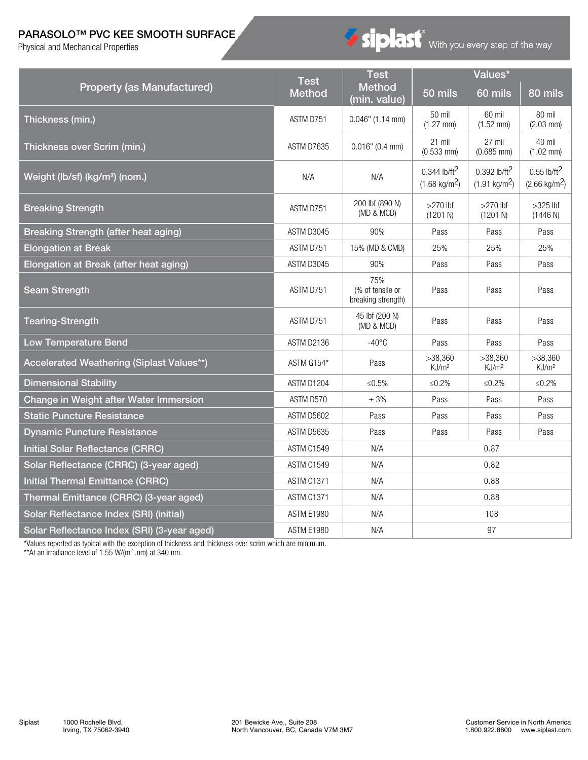# PARASOLO™ PVC KEE SMOOTH SURFACE

Physical and Mechanical Properties

| Property (as Manufactured) | Test Method | Test Method (min. value) | Values* | | |
|---|---|---|---|---|---|
| | | | 50 mils | 60 mils | 80 mils |
| Thickness (min.) | ASTM D751 | 0.046" (1.14 mm) | 50 mil (1.27 mm) | 60 mil (1.52 mm) | 80 mil (2.03 mm) |
| Thickness over Scrim (min.) | ASTM D7635 | 0.016" (0.4 mm) | 21 mil (0.533 mm) | 27 mil (0.685 mm) | 40 mil (1.02 mm) |
| Weight (lb/sf) (kg/m²) (nom.) | N/A | N/A | 0.344 lb/ft² (1.68 kg/m²) | 0.392 lb/ft² (1.91 kg/m²) | 0.55 lb/ft² (2.66 kg/m²) |
| Breaking Strength | ASTM D751 | 200 lbf (890 N) (MD & MCD) | >270 lbf (1201 N) | >270 lbf (1201 N) | >325 lbf (1446 N) |
| Breaking Strength (after heat aging) | ASTM D3045 | 90% | Pass | Pass | Pass |
| Elongation at Break | ASTM D751 | 15% (MD & CMD) | 25% | 25% | 25% |
| Elongation at Break (after heat aging) | ASTM D3045 | 90% | Pass | Pass | Pass |
| Seam Strength | ASTM D751 | 75% (% of tensile or breaking strength) | Pass | Pass | Pass |
| Tearing-Strength | ASTM D751 | 45 lbf (200 N) (MD & MCD) | Pass | Pass | Pass |
| Low Temperature Bend | ASTM D2136 | -40°C | Pass | Pass | Pass |
| Accelerated Weathering (Siplast Values**) | ASTM G154* | Pass | >38,360 KJ/m² | >38,360 KJ/m² | >38,360 KJ/m² |
| Dimensional Stability | ASTM D1204 | ≤0.5% | ≤0.2% | ≤0.2% | ≤0.2% |
| Change in Weight after Water Immersion | ASTM D570 | ± 3% | Pass | Pass | Pass |
| Static Puncture Resistance | ASTM D5602 | Pass | Pass | Pass | Pass |
| Dynamic Puncture Resistance | ASTM D5635 | Pass | Pass | Pass | Pass |
| Initial Solar Reflectance (CRRC) | ASTM C1549 | N/A | 0.87 | | |
| Solar Reflectance (CRRC) (3-year aged) | ASTM C1549 | N/A | 0.82 | | |
| Initial Thermal Emittance (CRRC) | ASTM C1371 | N/A | 0.88 | | |
| Thermal Emittance (CRRC) (3-year aged) | ASTM C1371 | N/A | 0.88 | | |
| Solar Reflectance Index (SRI) (initial) | ASTM E1980 | N/A | 108 | | |
| Solar Reflectance Index (SRI) (3-year aged) | ASTM E1980 | N/A | 97 | | |

*Values reported as typical with the exception of thickness and thickness over scrim which are minimum.
**At an irradiance level of 1.55 W/(m² .nm) at 340 nm.

Siplast 1000 Rochelle Blvd. Irving, TX 75062-3940

201 Bewicke Ave., Suite 208 North Vancouver, BC, Canada V7M 3M7

Customer Service in North America 1.800.922.8800 www.siplast.com